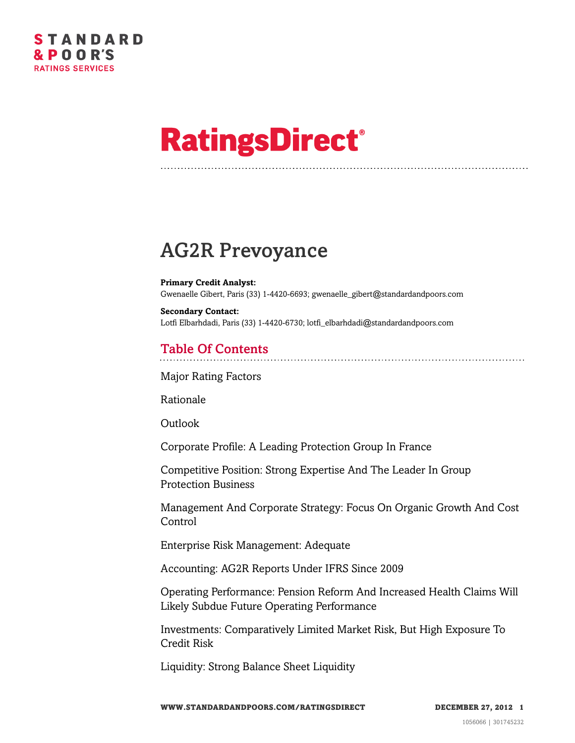STANDARD & POOR'S RATINGS SERVICES

# RatingsDirect®

# AG2R Prevoyance

**Primary Credit Analyst:**
Gwenaelle Gibert, Paris (33) 1-4420-6693; gwenaelle_gibert@standardandpoors.com

**Secondary Contact:**
Lotfi Elbarhdadi, Paris (33) 1-4420-6730; lotfi_elbarhdadi@standardandpoors.com

## Table Of Contents

Major Rating Factors

Rationale

Outlook

Corporate Profile: A Leading Protection Group In France

Competitive Position: Strong Expertise And The Leader In Group Protection Business

Management And Corporate Strategy: Focus On Organic Growth And Cost Control

Enterprise Risk Management: Adequate

Accounting: AG2R Reports Under IFRS Since 2009

Operating Performance: Pension Reform And Increased Health Claims Will Likely Subdue Future Operating Performance

Investments: Comparatively Limited Market Risk, But High Exposure To Credit Risk

Liquidity: Strong Balance Sheet Liquidity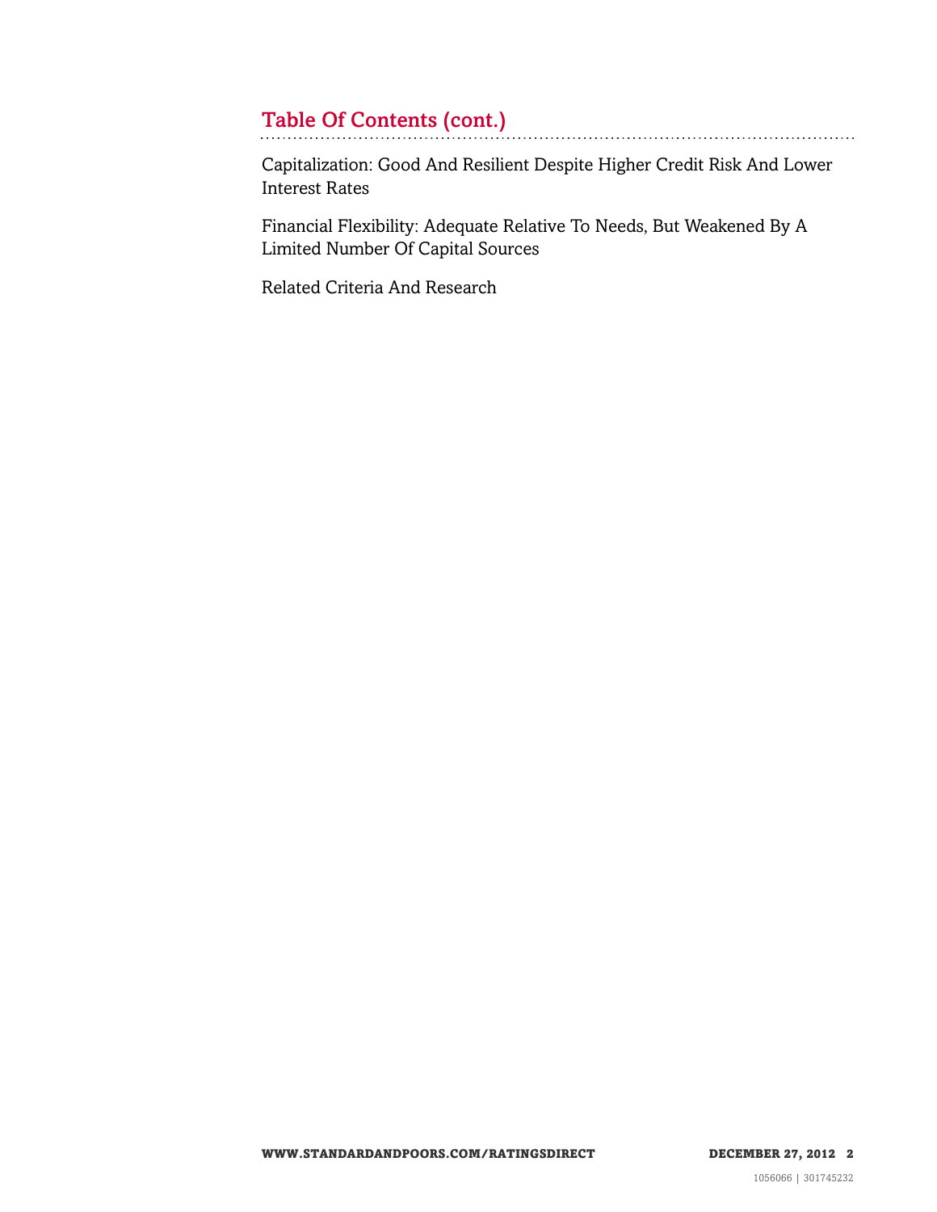## Table Of Contents (cont.)

Capitalization: Good And Resilient Despite Higher Credit Risk And Lower Interest Rates

Financial Flexibility: Adequate Relative To Needs, But Weakened By A Limited Number Of Capital Sources

Related Criteria And Research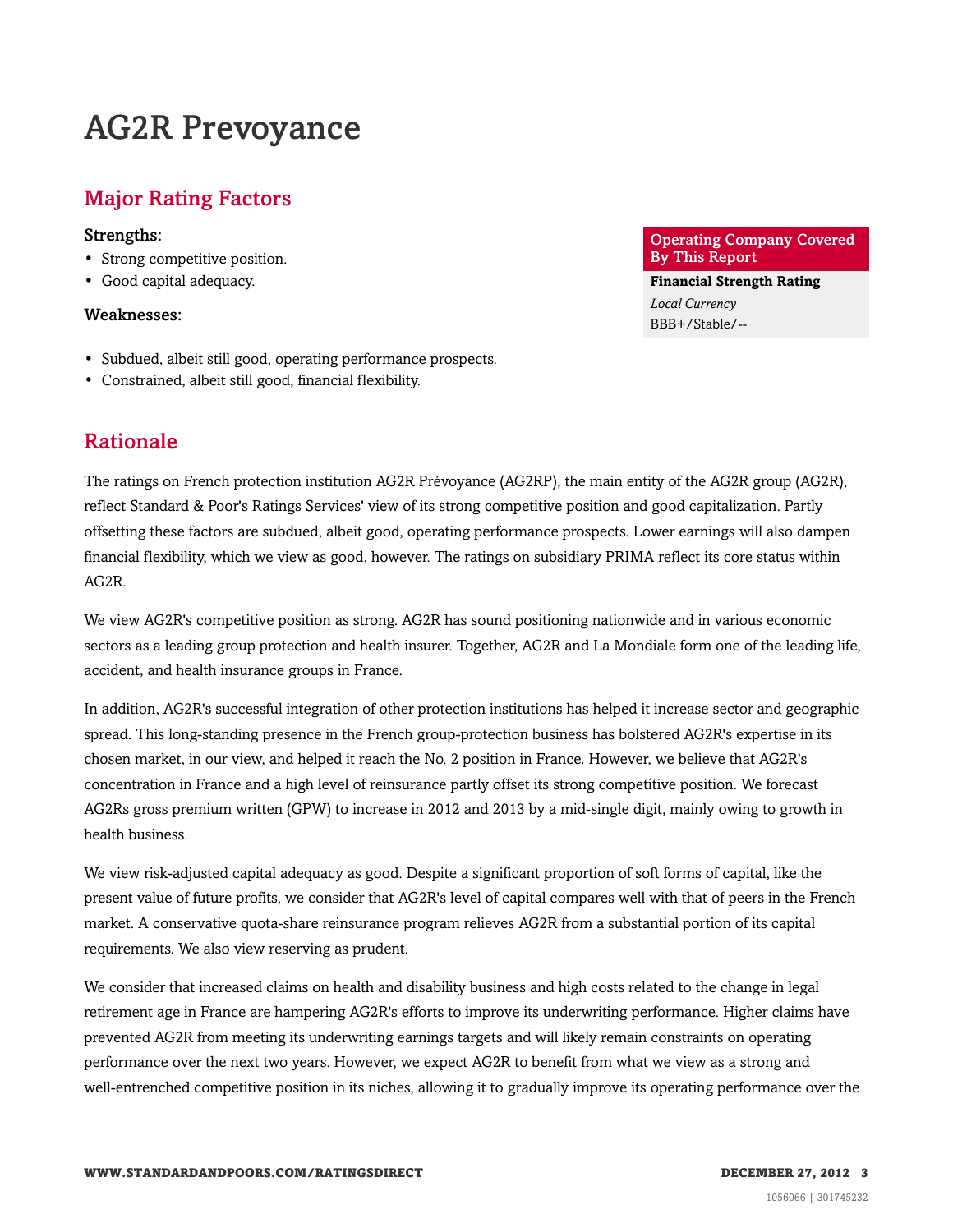# AG2R Prevoyance

## Major Rating Factors

| Operating Company Covered By This Report |
| --- |
| **Financial Strength Rating** |
| *Local Currency* |
| BBB+/Stable/-- |

### Strengths:

- Strong competitive position.
- Good capital adequacy.

### Weaknesses:

- Subdued, albeit still good, operating performance prospects.
- Constrained, albeit still good, financial flexibility.

## Rationale

The ratings on French protection institution AG2R Prévoyance (AG2RP), the main entity of the AG2R group (AG2R), reflect Standard & Poor's Ratings Services' view of its strong competitive position and good capitalization. Partly offsetting these factors are subdued, albeit good, operating performance prospects. Lower earnings will also dampen financial flexibility, which we view as good, however. The ratings on subsidiary PRIMA reflect its core status within AG2R.

We view AG2R's competitive position as strong. AG2R has sound positioning nationwide and in various economic sectors as a leading group protection and health insurer. Together, AG2R and La Mondiale form one of the leading life, accident, and health insurance groups in France.

In addition, AG2R's successful integration of other protection institutions has helped it increase sector and geographic spread. This long-standing presence in the French group-protection business has bolstered AG2R's expertise in its chosen market, in our view, and helped it reach the No. 2 position in France. However, we believe that AG2R's concentration in France and a high level of reinsurance partly offset its strong competitive position. We forecast AG2Rs gross premium written (GPW) to increase in 2012 and 2013 by a mid-single digit, mainly owing to growth in health business.

We view risk-adjusted capital adequacy as good. Despite a significant proportion of soft forms of capital, like the present value of future profits, we consider that AG2R's level of capital compares well with that of peers in the French market. A conservative quota-share reinsurance program relieves AG2R from a substantial portion of its capital requirements. We also view reserving as prudent.

We consider that increased claims on health and disability business and high costs related to the change in legal retirement age in France are hampering AG2R's efforts to improve its underwriting performance. Higher claims have prevented AG2R from meeting its underwriting earnings targets and will likely remain constraints on operating performance over the next two years. However, we expect AG2R to benefit from what we view as a strong and well-entrenched competitive position in its niches, allowing it to gradually improve its operating performance over the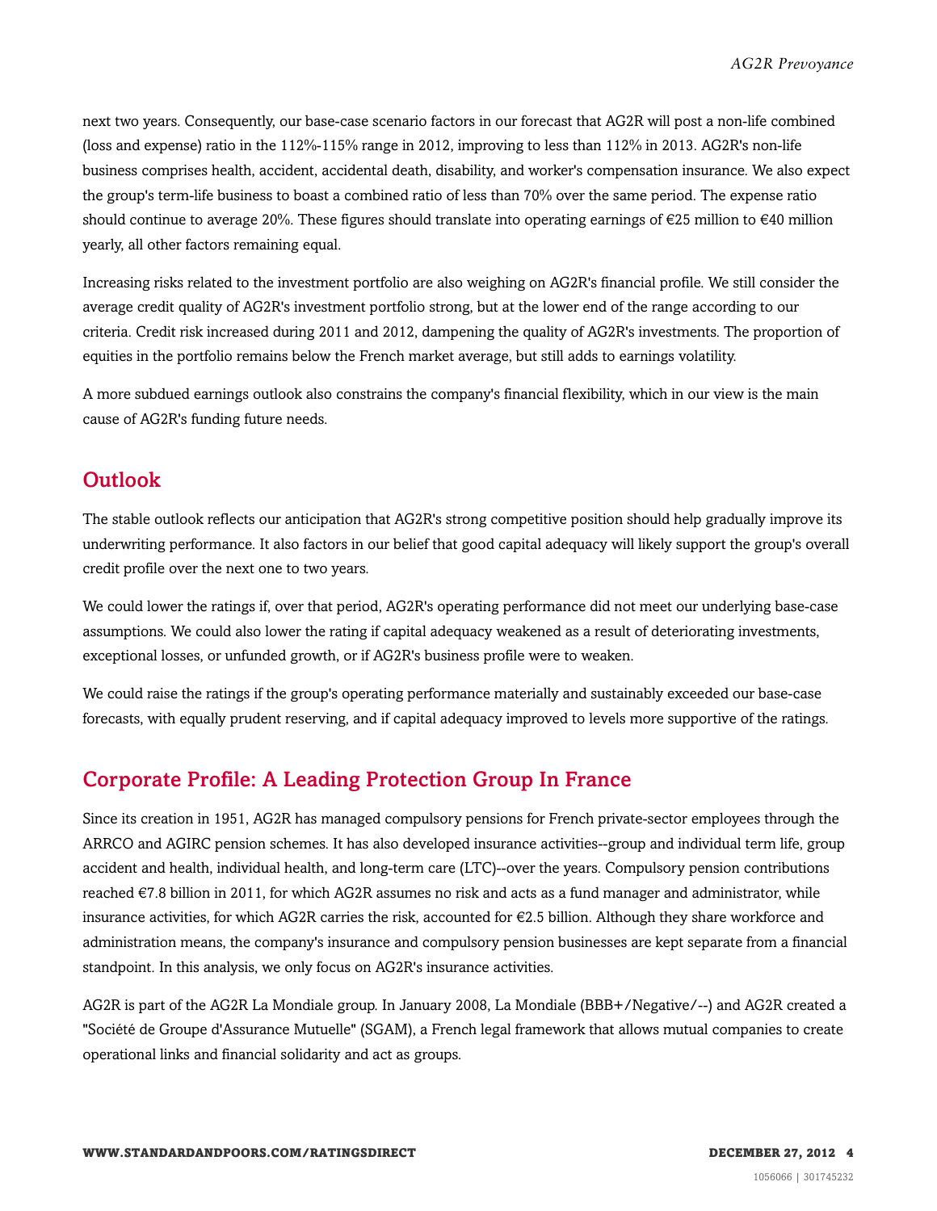next two years. Consequently, our base-case scenario factors in our forecast that AG2R will post a non-life combined (loss and expense) ratio in the 112%-115% range in 2012, improving to less than 112% in 2013. AG2R's non-life business comprises health, accident, accidental death, disability, and worker's compensation insurance. We also expect the group's term-life business to boast a combined ratio of less than 70% over the same period. The expense ratio should continue to average 20%. These figures should translate into operating earnings of €25 million to €40 million yearly, all other factors remaining equal.

Increasing risks related to the investment portfolio are also weighing on AG2R's financial profile. We still consider the average credit quality of AG2R's investment portfolio strong, but at the lower end of the range according to our criteria. Credit risk increased during 2011 and 2012, dampening the quality of AG2R's investments. The proportion of equities in the portfolio remains below the French market average, but still adds to earnings volatility.

A more subdued earnings outlook also constrains the company's financial flexibility, which in our view is the main cause of AG2R's funding future needs.

## Outlook

The stable outlook reflects our anticipation that AG2R's strong competitive position should help gradually improve its underwriting performance. It also factors in our belief that good capital adequacy will likely support the group's overall credit profile over the next one to two years.

We could lower the ratings if, over that period, AG2R's operating performance did not meet our underlying base-case assumptions. We could also lower the rating if capital adequacy weakened as a result of deteriorating investments, exceptional losses, or unfunded growth, or if AG2R's business profile were to weaken.

We could raise the ratings if the group's operating performance materially and sustainably exceeded our base-case forecasts, with equally prudent reserving, and if capital adequacy improved to levels more supportive of the ratings.

## Corporate Profile: A Leading Protection Group In France

Since its creation in 1951, AG2R has managed compulsory pensions for French private-sector employees through the ARRCO and AGIRC pension schemes. It has also developed insurance activities--group and individual term life, group accident and health, individual health, and long-term care (LTC)--over the years. Compulsory pension contributions reached €7.8 billion in 2011, for which AG2R assumes no risk and acts as a fund manager and administrator, while insurance activities, for which AG2R carries the risk, accounted for €2.5 billion. Although they share workforce and administration means, the company's insurance and compulsory pension businesses are kept separate from a financial standpoint. In this analysis, we only focus on AG2R's insurance activities.

AG2R is part of the AG2R La Mondiale group. In January 2008, La Mondiale (BBB+/Negative/--) and AG2R created a "Société de Groupe d'Assurance Mutuelle" (SGAM), a French legal framework that allows mutual companies to create operational links and financial solidarity and act as groups.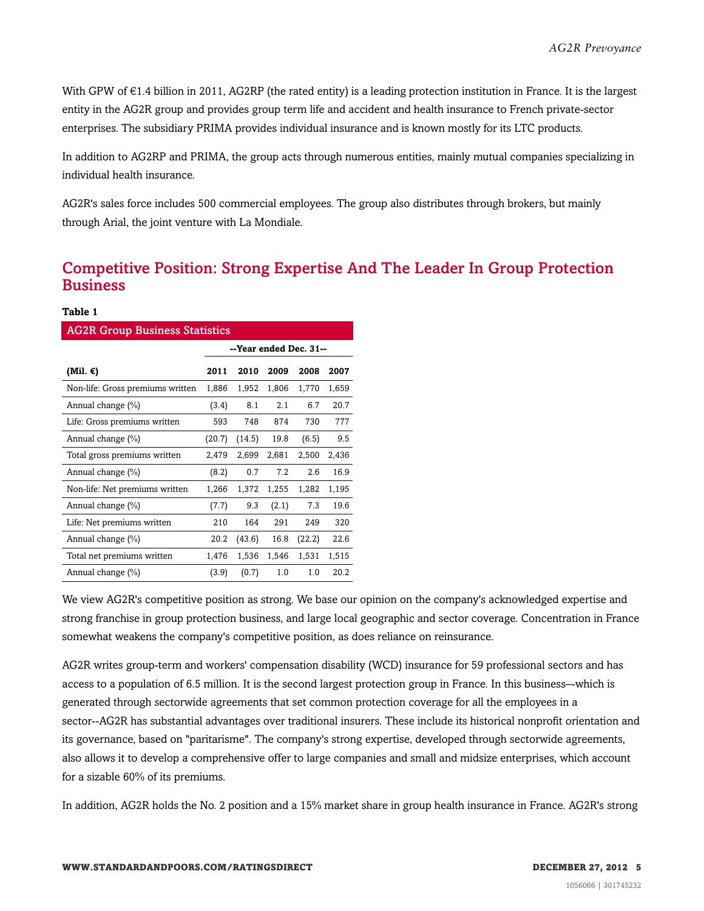With GPW of €1.4 billion in 2011, AG2RP (the rated entity) is a leading protection institution in France. It is the largest entity in the AG2R group and provides group term life and accident and health insurance to French private-sector enterprises. The subsidiary PRIMA provides individual insurance and is known mostly for its LTC products.

In addition to AG2RP and PRIMA, the group acts through numerous entities, mainly mutual companies specializing in individual health insurance.

AG2R's sales force includes 500 commercial employees. The group also distributes through brokers, but mainly through Arial, the joint venture with La Mondiale.

## Competitive Position: Strong Expertise And The Leader In Group Protection Business

**Table 1**

**AG2R Group Business Statistics**

| | --Year ended Dec. 31-- | | | | |
|---|---|---|---|---|---|
| **(Mil. €)** | **2011** | **2010** | **2009** | **2008** | **2007** |
| Non-life: Gross premiums written | 1,886 | 1,952 | 1,806 | 1,770 | 1,659 |
| Annual change (%) | (3.4) | 8.1 | 2.1 | 6.7 | 20.7 |
| Life: Gross premiums written | 593 | 748 | 874 | 730 | 777 |
| Annual change (%) | (20.7) | (14.5) | 19.8 | (6.5) | 9.5 |
| Total gross premiums written | 2,479 | 2,699 | 2,681 | 2,500 | 2,436 |
| Annual change (%) | (8.2) | 0.7 | 7.2 | 2.6 | 16.9 |
| Non-life: Net premiums written | 1,266 | 1,372 | 1,255 | 1,282 | 1,195 |
| Annual change (%) | (7.7) | 9.3 | (2.1) | 7.3 | 19.6 |
| Life: Net premiums written | 210 | 164 | 291 | 249 | 320 |
| Annual change (%) | 20.2 | (43.6) | 16.8 | (22.2) | 22.6 |
| Total net premiums written | 1,476 | 1,536 | 1,546 | 1,531 | 1,515 |
| Annual change (%) | (3.9) | (0.7) | 1.0 | 1.0 | 20.2 |

We view AG2R's competitive position as strong. We base our opinion on the company's acknowledged expertise and strong franchise in group protection business, and large local geographic and sector coverage. Concentration in France somewhat weakens the company's competitive position, as does reliance on reinsurance.

AG2R writes group-term and workers' compensation disability (WCD) insurance for 59 professional sectors and has access to a population of 6.5 million. It is the second largest protection group in France. In this business--which is generated through sectorwide agreements that set common protection coverage for all the employees in a sector--AG2R has substantial advantages over traditional insurers. These include its historical nonprofit orientation and its governance, based on "paritarisme". The company's strong expertise, developed through sectorwide agreements, also allows it to develop a comprehensive offer to large companies and small and midsize enterprises, which account for a sizable 60% of its premiums.

In addition, AG2R holds the No. 2 position and a 15% market share in group health insurance in France. AG2R's strong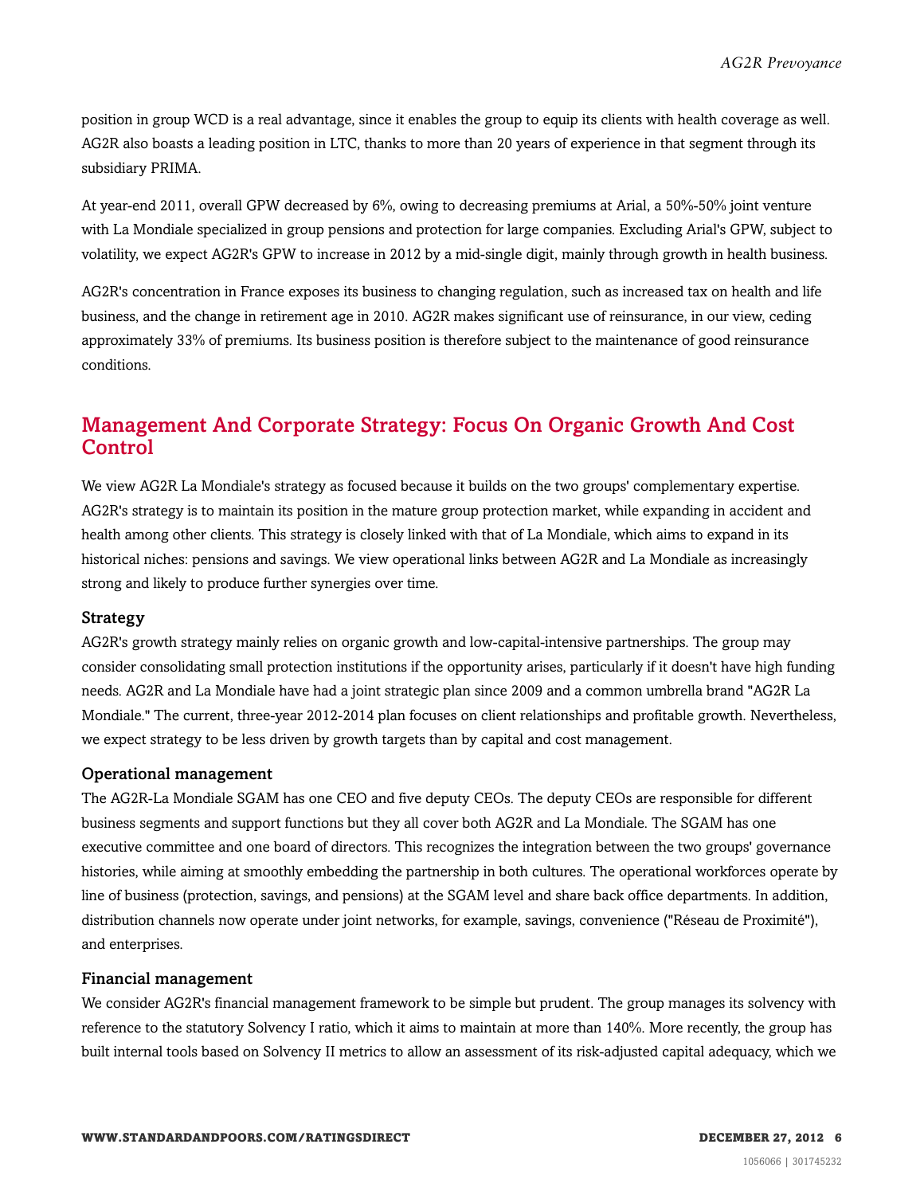position in group WCD is a real advantage, since it enables the group to equip its clients with health coverage as well. AG2R also boasts a leading position in LTC, thanks to more than 20 years of experience in that segment through its subsidiary PRIMA.

At year-end 2011, overall GPW decreased by 6%, owing to decreasing premiums at Arial, a 50%-50% joint venture with La Mondiale specialized in group pensions and protection for large companies. Excluding Arial's GPW, subject to volatility, we expect AG2R's GPW to increase in 2012 by a mid-single digit, mainly through growth in health business.

AG2R's concentration in France exposes its business to changing regulation, such as increased tax on health and life business, and the change in retirement age in 2010. AG2R makes significant use of reinsurance, in our view, ceding approximately 33% of premiums. Its business position is therefore subject to the maintenance of good reinsurance conditions.

## Management And Corporate Strategy: Focus On Organic Growth And Cost Control

We view AG2R La Mondiale's strategy as focused because it builds on the two groups' complementary expertise. AG2R's strategy is to maintain its position in the mature group protection market, while expanding in accident and health among other clients. This strategy is closely linked with that of La Mondiale, which aims to expand in its historical niches: pensions and savings. We view operational links between AG2R and La Mondiale as increasingly strong and likely to produce further synergies over time.

### Strategy

AG2R's growth strategy mainly relies on organic growth and low-capital-intensive partnerships. The group may consider consolidating small protection institutions if the opportunity arises, particularly if it doesn't have high funding needs. AG2R and La Mondiale have had a joint strategic plan since 2009 and a common umbrella brand "AG2R La Mondiale." The current, three-year 2012-2014 plan focuses on client relationships and profitable growth. Nevertheless, we expect strategy to be less driven by growth targets than by capital and cost management.

### Operational management

The AG2R-La Mondiale SGAM has one CEO and five deputy CEOs. The deputy CEOs are responsible for different business segments and support functions but they all cover both AG2R and La Mondiale. The SGAM has one executive committee and one board of directors. This recognizes the integration between the two groups' governance histories, while aiming at smoothly embedding the partnership in both cultures. The operational workforces operate by line of business (protection, savings, and pensions) at the SGAM level and share back office departments. In addition, distribution channels now operate under joint networks, for example, savings, convenience ("Réseau de Proximité"), and enterprises.

### Financial management

We consider AG2R's financial management framework to be simple but prudent. The group manages its solvency with reference to the statutory Solvency I ratio, which it aims to maintain at more than 140%. More recently, the group has built internal tools based on Solvency II metrics to allow an assessment of its risk-adjusted capital adequacy, which we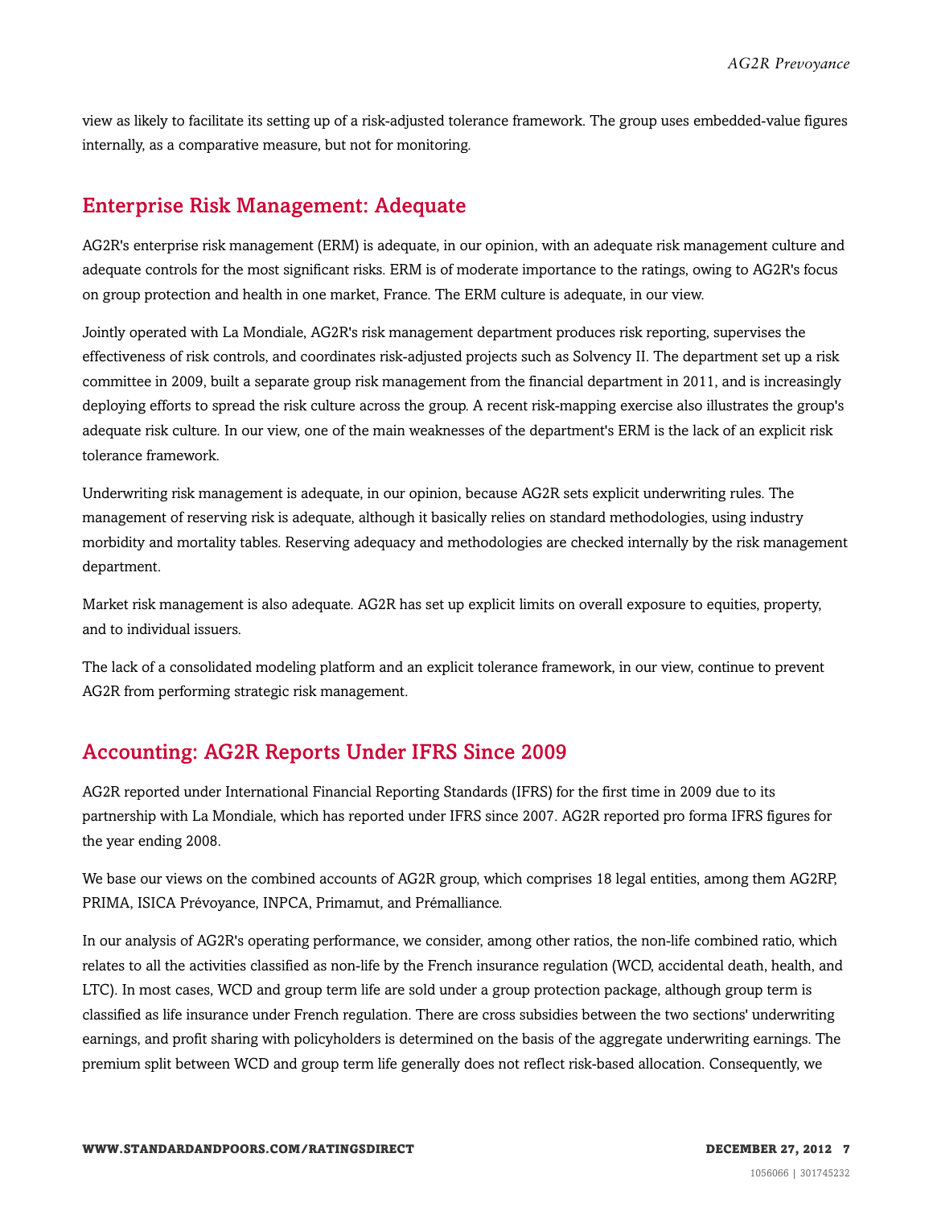view as likely to facilitate its setting up of a risk-adjusted tolerance framework. The group uses embedded-value figures internally, as a comparative measure, but not for monitoring.

## Enterprise Risk Management: Adequate

AG2R's enterprise risk management (ERM) is adequate, in our opinion, with an adequate risk management culture and adequate controls for the most significant risks. ERM is of moderate importance to the ratings, owing to AG2R's focus on group protection and health in one market, France. The ERM culture is adequate, in our view.

Jointly operated with La Mondiale, AG2R's risk management department produces risk reporting, supervises the effectiveness of risk controls, and coordinates risk-adjusted projects such as Solvency II. The department set up a risk committee in 2009, built a separate group risk management from the financial department in 2011, and is increasingly deploying efforts to spread the risk culture across the group. A recent risk-mapping exercise also illustrates the group's adequate risk culture. In our view, one of the main weaknesses of the department's ERM is the lack of an explicit risk tolerance framework.

Underwriting risk management is adequate, in our opinion, because AG2R sets explicit underwriting rules. The management of reserving risk is adequate, although it basically relies on standard methodologies, using industry morbidity and mortality tables. Reserving adequacy and methodologies are checked internally by the risk management department.

Market risk management is also adequate. AG2R has set up explicit limits on overall exposure to equities, property, and to individual issuers.

The lack of a consolidated modeling platform and an explicit tolerance framework, in our view, continue to prevent AG2R from performing strategic risk management.

## Accounting: AG2R Reports Under IFRS Since 2009

AG2R reported under International Financial Reporting Standards (IFRS) for the first time in 2009 due to its partnership with La Mondiale, which has reported under IFRS since 2007. AG2R reported pro forma IFRS figures for the year ending 2008.

We base our views on the combined accounts of AG2R group, which comprises 18 legal entities, among them AG2RP, PRIMA, ISICA Prévoyance, INPCA, Primamut, and Prémalliance.

In our analysis of AG2R's operating performance, we consider, among other ratios, the non-life combined ratio, which relates to all the activities classified as non-life by the French insurance regulation (WCD, accidental death, health, and LTC). In most cases, WCD and group term life are sold under a group protection package, although group term is classified as life insurance under French regulation. There are cross subsidies between the two sections' underwriting earnings, and profit sharing with policyholders is determined on the basis of the aggregate underwriting earnings. The premium split between WCD and group term life generally does not reflect risk-based allocation. Consequently, we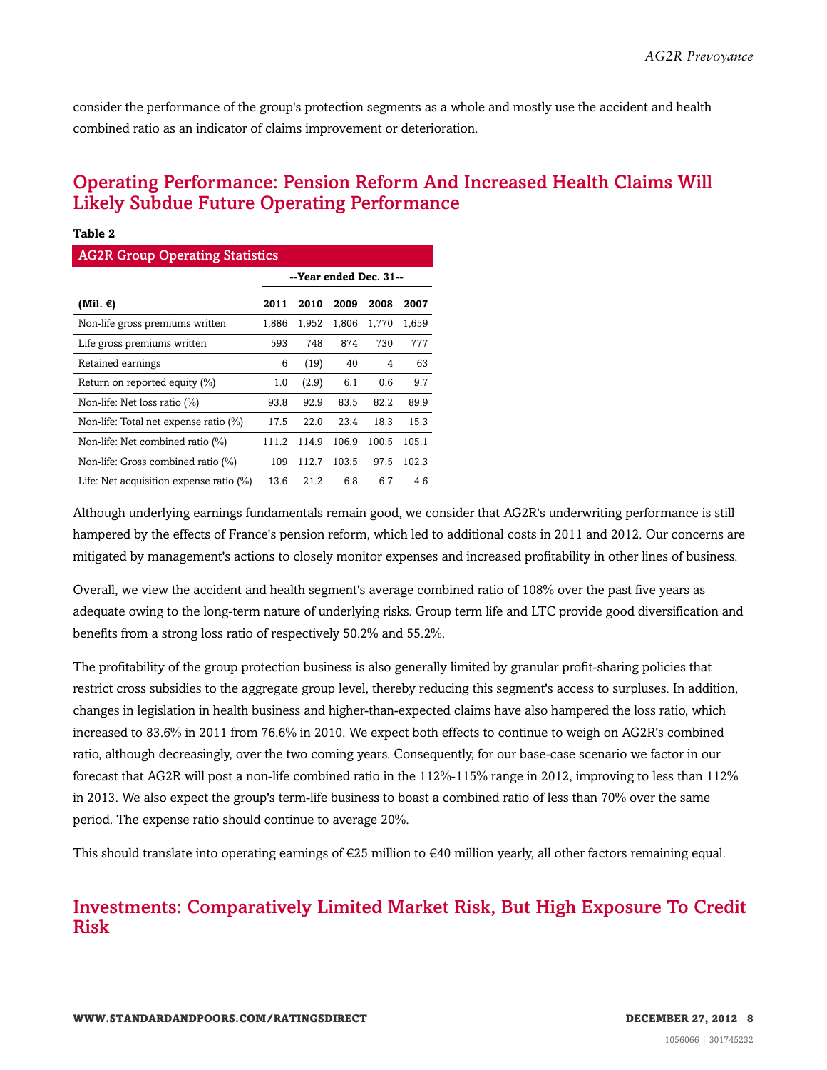consider the performance of the group's protection segments as a whole and mostly use the accident and health combined ratio as an indicator of claims improvement or deterioration.

## Operating Performance: Pension Reform And Increased Health Claims Will Likely Subdue Future Operating Performance

**Table 2**

| AG2R Group Operating Statistics | | | | | |
|---|---|---|---|---|---|
| | --Year ended Dec. 31-- | | | | |
| **(Mil. €)** | **2011** | **2010** | **2009** | **2008** | **2007** |
| Non-life gross premiums written | 1,886 | 1,952 | 1,806 | 1,770 | 1,659 |
| Life gross premiums written | 593 | 748 | 874 | 730 | 777 |
| Retained earnings | 6 | (19) | 40 | 4 | 63 |
| Return on reported equity (%) | 1.0 | (2.9) | 6.1 | 0.6 | 9.7 |
| Non-life: Net loss ratio (%) | 93.8 | 92.9 | 83.5 | 82.2 | 89.9 |
| Non-life: Total net expense ratio (%) | 17.5 | 22.0 | 23.4 | 18.3 | 15.3 |
| Non-life: Net combined ratio (%) | 111.2 | 114.9 | 106.9 | 100.5 | 105.1 |
| Non-life: Gross combined ratio (%) | 109 | 112.7 | 103.5 | 97.5 | 102.3 |
| Life: Net acquisition expense ratio (%) | 13.6 | 21.2 | 6.8 | 6.7 | 4.6 |

Although underlying earnings fundamentals remain good, we consider that AG2R's underwriting performance is still hampered by the effects of France's pension reform, which led to additional costs in 2011 and 2012. Our concerns are mitigated by management's actions to closely monitor expenses and increased profitability in other lines of business.

Overall, we view the accident and health segment's average combined ratio of 108% over the past five years as adequate owing to the long-term nature of underlying risks. Group term life and LTC provide good diversification and benefits from a strong loss ratio of respectively 50.2% and 55.2%.

The profitability of the group protection business is also generally limited by granular profit-sharing policies that restrict cross subsidies to the aggregate group level, thereby reducing this segment's access to surpluses. In addition, changes in legislation in health business and higher-than-expected claims have also hampered the loss ratio, which increased to 83.6% in 2011 from 76.6% in 2010. We expect both effects to continue to weigh on AG2R's combined ratio, although decreasingly, over the two coming years. Consequently, for our base-case scenario we factor in our forecast that AG2R will post a non-life combined ratio in the 112%-115% range in 2012, improving to less than 112% in 2013. We also expect the group's term-life business to boast a combined ratio of less than 70% over the same period. The expense ratio should continue to average 20%.

This should translate into operating earnings of €25 million to €40 million yearly, all other factors remaining equal.

## Investments: Comparatively Limited Market Risk, But High Exposure To Credit Risk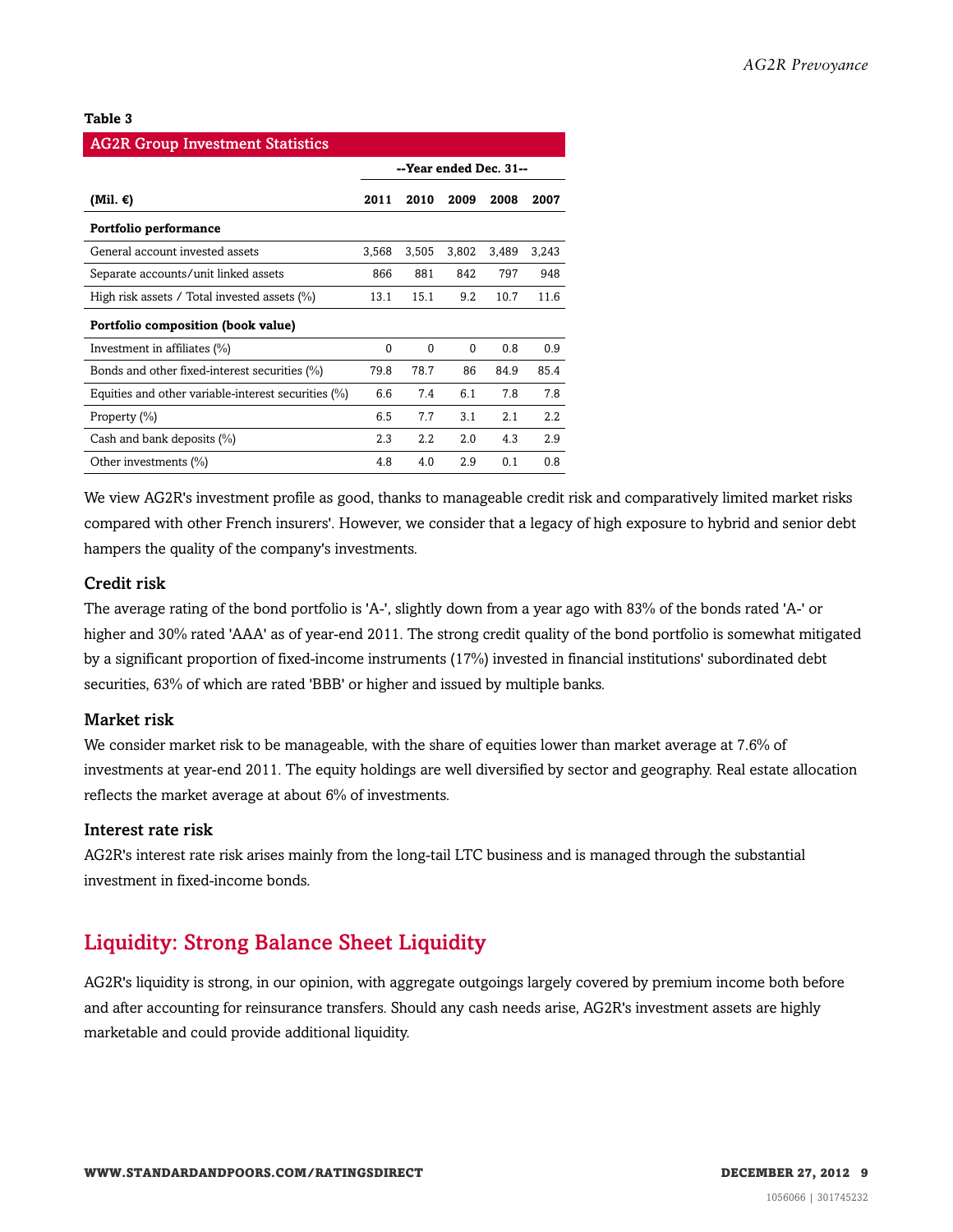**Table 3**

| AG2R Group Investment Statistics | | | | | |
|---|---|---|---|---|---|
| | --Year ended Dec. 31-- | | | | |
| **(Mil. €)** | **2011** | **2010** | **2009** | **2008** | **2007** |
| **Portfolio performance** | | | | | |
| General account invested assets | 3,568 | 3,505 | 3,802 | 3,489 | 3,243 |
| Separate accounts/unit linked assets | 866 | 881 | 842 | 797 | 948 |
| High risk assets / Total invested assets (%) | 13.1 | 15.1 | 9.2 | 10.7 | 11.6 |
| **Portfolio composition (book value)** | | | | | |
| Investment in affiliates (%) | 0 | 0 | 0 | 0.8 | 0.9 |
| Bonds and other fixed-interest securities (%) | 79.8 | 78.7 | 86 | 84.9 | 85.4 |
| Equities and other variable-interest securities (%) | 6.6 | 7.4 | 6.1 | 7.8 | 7.8 |
| Property (%) | 6.5 | 7.7 | 3.1 | 2.1 | 2.2 |
| Cash and bank deposits (%) | 2.3 | 2.2 | 2.0 | 4.3 | 2.9 |
| Other investments (%) | 4.8 | 4.0 | 2.9 | 0.1 | 0.8 |

We view AG2R's investment profile as good, thanks to manageable credit risk and comparatively limited market risks compared with other French insurers'. However, we consider that a legacy of high exposure to hybrid and senior debt hampers the quality of the company's investments.

### Credit risk

The average rating of the bond portfolio is 'A-', slightly down from a year ago with 83% of the bonds rated 'A-' or higher and 30% rated 'AAA' as of year-end 2011. The strong credit quality of the bond portfolio is somewhat mitigated by a significant proportion of fixed-income instruments (17%) invested in financial institutions' subordinated debt securities, 63% of which are rated 'BBB' or higher and issued by multiple banks.

### Market risk

We consider market risk to be manageable, with the share of equities lower than market average at 7.6% of investments at year-end 2011. The equity holdings are well diversified by sector and geography. Real estate allocation reflects the market average at about 6% of investments.

### Interest rate risk

AG2R's interest rate risk arises mainly from the long-tail LTC business and is managed through the substantial investment in fixed-income bonds.

## Liquidity: Strong Balance Sheet Liquidity

AG2R's liquidity is strong, in our opinion, with aggregate outgoings largely covered by premium income both before and after accounting for reinsurance transfers. Should any cash needs arise, AG2R's investment assets are highly marketable and could provide additional liquidity.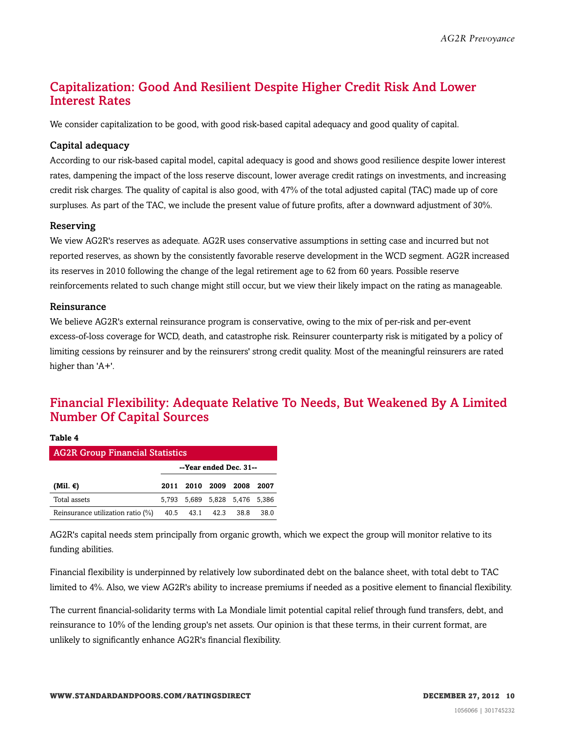## Capitalization: Good And Resilient Despite Higher Credit Risk And Lower Interest Rates

We consider capitalization to be good, with good risk-based capital adequacy and good quality of capital.

### Capital adequacy

According to our risk-based capital model, capital adequacy is good and shows good resilience despite lower interest rates, dampening the impact of the loss reserve discount, lower average credit ratings on investments, and increasing credit risk charges. The quality of capital is also good, with 47% of the total adjusted capital (TAC) made up of core surpluses. As part of the TAC, we include the present value of future profits, after a downward adjustment of 30%.

### Reserving

We view AG2R's reserves as adequate. AG2R uses conservative assumptions in setting case and incurred but not reported reserves, as shown by the consistently favorable reserve development in the WCD segment. AG2R increased its reserves in 2010 following the change of the legal retirement age to 62 from 60 years. Possible reserve reinforcements related to such change might still occur, but we view their likely impact on the rating as manageable.

### Reinsurance

We believe AG2R's external reinsurance program is conservative, owing to the mix of per-risk and per-event excess-of-loss coverage for WCD, death, and catastrophe risk. Reinsurer counterparty risk is mitigated by a policy of limiting cessions by reinsurer and by the reinsurers' strong credit quality. Most of the meaningful reinsurers are rated higher than 'A+'.

## Financial Flexibility: Adequate Relative To Needs, But Weakened By A Limited Number Of Capital Sources

**Table 4**

**AG2R Group Financial Statistics**

| | --Year ended Dec. 31-- | | | | |
|---|---|---|---|---|---|
| **(Mil. €)** | **2011** | **2010** | **2009** | **2008** | **2007** |
| Total assets | 5,793 | 5,689 | 5,828 | 5,476 | 5,386 |
| Reinsurance utilization ratio (%) | 40.5 | 43.1 | 42.3 | 38.8 | 38.0 |

AG2R's capital needs stem principally from organic growth, which we expect the group will monitor relative to its funding abilities.

Financial flexibility is underpinned by relatively low subordinated debt on the balance sheet, with total debt to TAC limited to 4%. Also, we view AG2R's ability to increase premiums if needed as a positive element to financial flexibility.

The current financial-solidarity terms with La Mondiale limit potential capital relief through fund transfers, debt, and reinsurance to 10% of the lending group's net assets. Our opinion is that these terms, in their current format, are unlikely to significantly enhance AG2R's financial flexibility.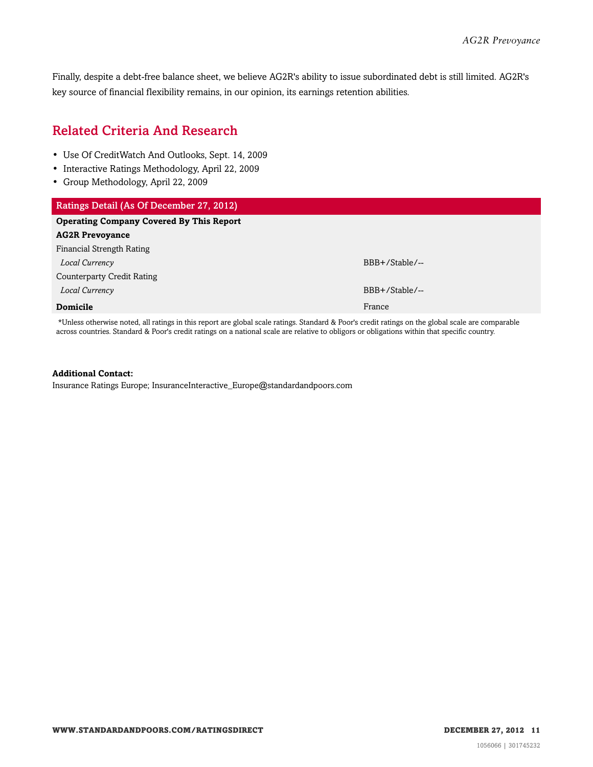Finally, despite a debt-free balance sheet, we believe AG2R's ability to issue subordinated debt is still limited. AG2R's key source of financial flexibility remains, in our opinion, its earnings retention abilities.

## Related Criteria And Research

- Use Of CreditWatch And Outlooks, Sept. 14, 2009
- Interactive Ratings Methodology, April 22, 2009
- Group Methodology, April 22, 2009

| Ratings Detail (As Of December 27, 2012) | |
|---|---|
| **Operating Company Covered By This Report** | |
| **AG2R Prevoyance** | |
| Financial Strength Rating | |
| *Local Currency* | BBB+/Stable/-- |
| Counterparty Credit Rating | |
| *Local Currency* | BBB+/Stable/-- |
| **Domicile** | France |

*Unless otherwise noted, all ratings in this report are global scale ratings. Standard & Poor's credit ratings on the global scale are comparable across countries. Standard & Poor's credit ratings on a national scale are relative to obligors or obligations within that specific country.

**Additional Contact:**
Insurance Ratings Europe; InsuranceInteractive_Europe@standardandpoors.com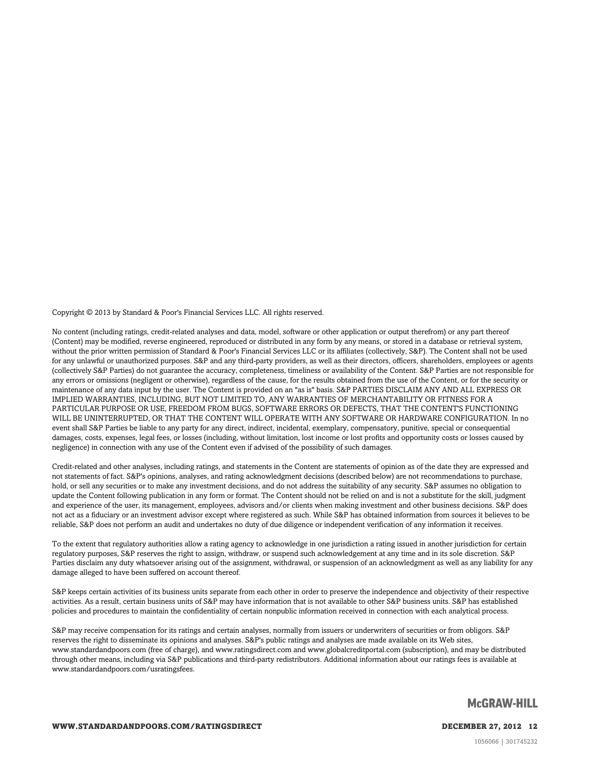Copyright © 2013 by Standard & Poor's Financial Services LLC. All rights reserved.

No content (including ratings, credit-related analyses and data, model, software or other application or output therefrom) or any part thereof (Content) may be modified, reverse engineered, reproduced or distributed in any form by any means, or stored in a database or retrieval system, without the prior written permission of Standard & Poor's Financial Services LLC or its affiliates (collectively, S&P). The Content shall not be used for any unlawful or unauthorized purposes. S&P and any third-party providers, as well as their directors, officers, shareholders, employees or agents (collectively S&P Parties) do not guarantee the accuracy, completeness, timeliness or availability of the Content. S&P Parties are not responsible for any errors or omissions (negligent or otherwise), regardless of the cause, for the results obtained from the use of the Content, or for the security or maintenance of any data input by the user. The Content is provided on an "as is" basis. S&P PARTIES DISCLAIM ANY AND ALL EXPRESS OR IMPLIED WARRANTIES, INCLUDING, BUT NOT LIMITED TO, ANY WARRANTIES OF MERCHANTABILITY OR FITNESS FOR A PARTICULAR PURPOSE OR USE, FREEDOM FROM BUGS, SOFTWARE ERRORS OR DEFECTS, THAT THE CONTENT'S FUNCTIONING WILL BE UNINTERRUPTED, OR THAT THE CONTENT WILL OPERATE WITH ANY SOFTWARE OR HARDWARE CONFIGURATION. In no event shall S&P Parties be liable to any party for any direct, indirect, incidental, exemplary, compensatory, punitive, special or consequential damages, costs, expenses, legal fees, or losses (including, without limitation, lost income or lost profits and opportunity costs or losses caused by negligence) in connection with any use of the Content even if advised of the possibility of such damages.

Credit-related and other analyses, including ratings, and statements in the Content are statements of opinion as of the date they are expressed and not statements of fact. S&P's opinions, analyses, and rating acknowledgment decisions (described below) are not recommendations to purchase, hold, or sell any securities or to make any investment decisions, and do not address the suitability of any security. S&P assumes no obligation to update the Content following publication in any form or format. The Content should not be relied on and is not a substitute for the skill, judgment and experience of the user, its management, employees, advisors and/or clients when making investment and other business decisions. S&P does not act as a fiduciary or an investment advisor except where registered as such. While S&P has obtained information from sources it believes to be reliable, S&P does not perform an audit and undertakes no duty of due diligence or independent verification of any information it receives.

To the extent that regulatory authorities allow a rating agency to acknowledge in one jurisdiction a rating issued in another jurisdiction for certain regulatory purposes, S&P reserves the right to assign, withdraw, or suspend such acknowledgement at any time and in its sole discretion. S&P Parties disclaim any duty whatsoever arising out of the assignment, withdrawal, or suspension of an acknowledgment as well as any liability for any damage alleged to have been suffered on account thereof.

S&P keeps certain activities of its business units separate from each other in order to preserve the independence and objectivity of their respective activities. As a result, certain business units of S&P may have information that is not available to other S&P business units. S&P has established policies and procedures to maintain the confidentiality of certain nonpublic information received in connection with each analytical process.

S&P may receive compensation for its ratings and certain analyses, normally from issuers or underwriters of securities or from obligors. S&P reserves the right to disseminate its opinions and analyses. S&P's public ratings and analyses are made available on its Web sites, www.standardandpoors.com (free of charge), and www.ratingsdirect.com and www.globalcreditportal.com (subscription), and may be distributed through other means, including via S&P publications and third-party redistributors. Additional information about our ratings fees is available at www.standardandpoors.com/usratingsfees.

McGRAW-HILL